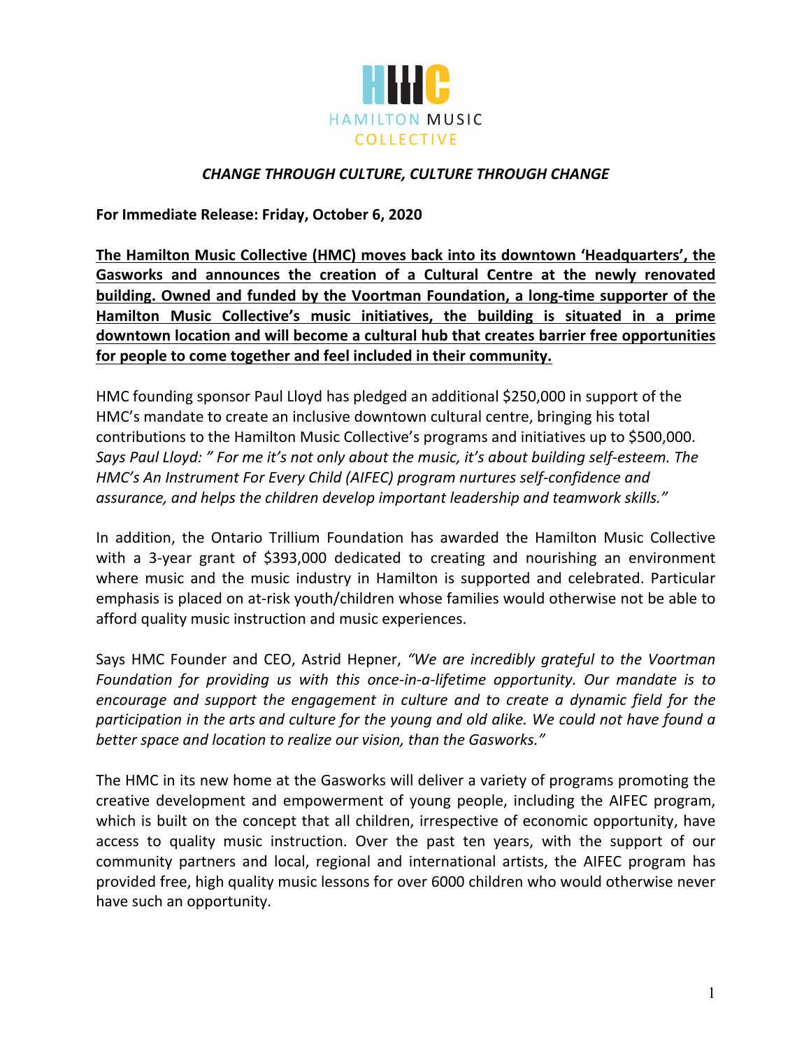HAMILTON MUSIC COLLECTIVE

*CHANGE THROUGH CULTURE, CULTURE THROUGH CHANGE*

**For Immediate Release: Friday, October 6, 2020**

**The Hamilton Music Collective (HMC) moves back into its downtown 'Headquarters', the Gasworks and announces the creation of a Cultural Centre at the newly renovated building. Owned and funded by the Voortman Foundation, a long-time supporter of the Hamilton Music Collective's music initiatives, the building is situated in a prime downtown location and will become a cultural hub that creates barrier free opportunities for people to come together and feel included in their community.**

HMC founding sponsor Paul Lloyd has pledged an additional $250,000 in support of the HMC's mandate to create an inclusive downtown cultural centre, bringing his total contributions to the Hamilton Music Collective's programs and initiatives up to $500,000. *Says Paul Lloyd: " For me it's not only about the music, it's about building self-esteem. The HMC's An Instrument For Every Child (AIFEC) program nurtures self-confidence and assurance, and helps the children develop important leadership and teamwork skills."*

In addition, the Ontario Trillium Foundation has awarded the Hamilton Music Collective with a 3-year grant of $393,000 dedicated to creating and nourishing an environment where music and the music industry in Hamilton is supported and celebrated. Particular emphasis is placed on at-risk youth/children whose families would otherwise not be able to afford quality music instruction and music experiences.

Says HMC Founder and CEO, Astrid Hepner, *"We are incredibly grateful to the Voortman Foundation for providing us with this once-in-a-lifetime opportunity. Our mandate is to encourage and support the engagement in culture and to create a dynamic field for the participation in the arts and culture for the young and old alike. We could not have found a better space and location to realize our vision, than the Gasworks."*

The HMC in its new home at the Gasworks will deliver a variety of programs promoting the creative development and empowerment of young people, including the AIFEC program, which is built on the concept that all children, irrespective of economic opportunity, have access to quality music instruction. Over the past ten years, with the support of our community partners and local, regional and international artists, the AIFEC program has provided free, high quality music lessons for over 6000 children who would otherwise never have such an opportunity.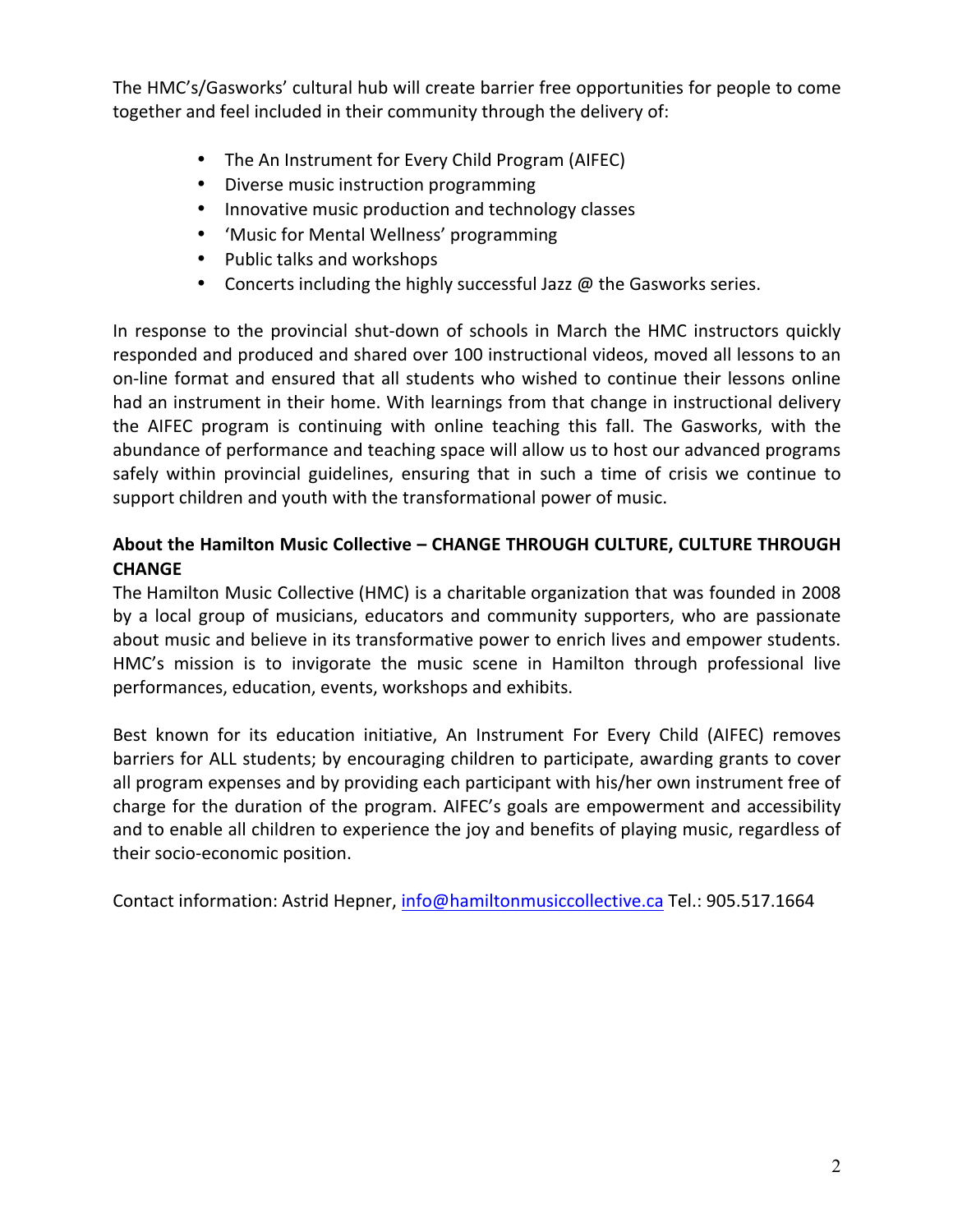The HMC's/Gasworks' cultural hub will create barrier free opportunities for people to come together and feel included in their community through the delivery of:

- The An Instrument for Every Child Program (AIFEC)
- Diverse music instruction programming
- Innovative music production and technology classes
- 'Music for Mental Wellness' programming
- Public talks and workshops
- Concerts including the highly successful Jazz @ the Gasworks series.

In response to the provincial shut-down of schools in March the HMC instructors quickly responded and produced and shared over 100 instructional videos, moved all lessons to an on-line format and ensured that all students who wished to continue their lessons online had an instrument in their home. With learnings from that change in instructional delivery the AIFEC program is continuing with online teaching this fall. The Gasworks, with the abundance of performance and teaching space will allow us to host our advanced programs safely within provincial guidelines, ensuring that in such a time of crisis we continue to support children and youth with the transformational power of music.

**About the Hamilton Music Collective – CHANGE THROUGH CULTURE, CULTURE THROUGH CHANGE**

The Hamilton Music Collective (HMC) is a charitable organization that was founded in 2008 by a local group of musicians, educators and community supporters, who are passionate about music and believe in its transformative power to enrich lives and empower students. HMC's mission is to invigorate the music scene in Hamilton through professional live performances, education, events, workshops and exhibits.

Best known for its education initiative, An Instrument For Every Child (AIFEC) removes barriers for ALL students; by encouraging children to participate, awarding grants to cover all program expenses and by providing each participant with his/her own instrument free of charge for the duration of the program. AIFEC's goals are empowerment and accessibility and to enable all children to experience the joy and benefits of playing music, regardless of their socio-economic position.

Contact information: Astrid Hepner, info@hamiltonmusiccollective.ca Tel.: 905.517.1664